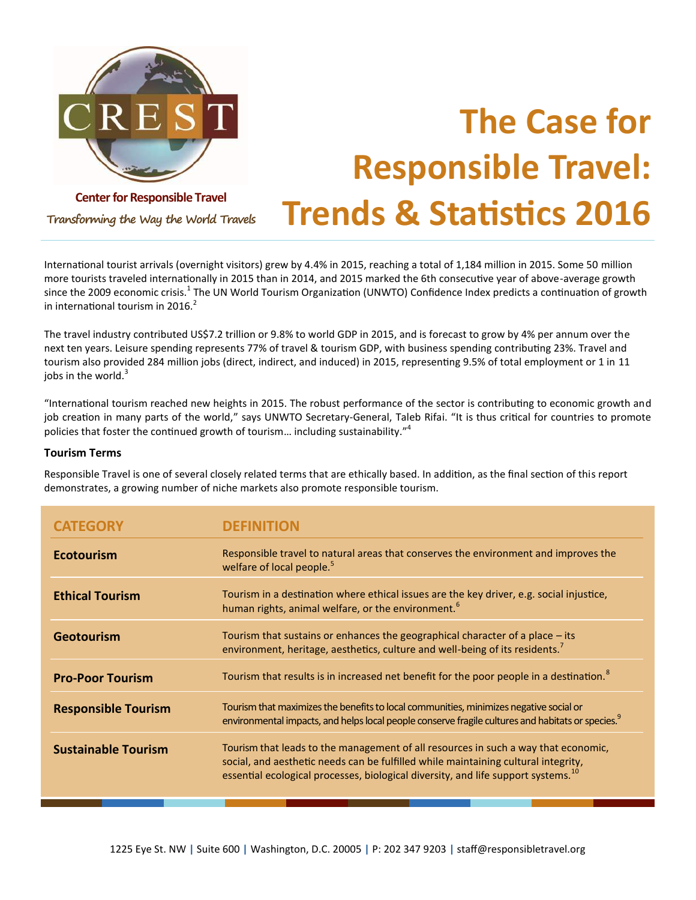**Center for Responsible Travel**

*Transforming the Way the World Travels*

# The Case for Responsible Travel: Trends & Statistics 2016

International tourist arrivals (overnight visitors) grew by 4.4% in 2015, reaching a total of 1,184 million in 2015. Some 50 million more tourists traveled internationally in 2015 than in 2014, and 2015 marked the 6th consecutive year of above-average growth since the 2009 economic crisis.[1] The UN World Tourism Organization (UNWTO) Confidence Index predicts a continuation of growth in international tourism in 2016.[2]

The travel industry contributed US$7.2 trillion or 9.8% to world GDP in 2015, and is forecast to grow by 4% per annum over the next ten years. Leisure spending represents 77% of travel & tourism GDP, with business spending contributing 23%. Travel and tourism also provided 284 million jobs (direct, indirect, and induced) in 2015, representing 9.5% of total employment or 1 in 11 jobs in the world.[3]

"International tourism reached new heights in 2015. The robust performance of the sector is contributing to economic growth and job creation in many parts of the world," says UNWTO Secretary-General, Taleb Rifai. "It is thus critical for countries to promote policies that foster the continued growth of tourism… including sustainability."[4]

### Tourism Terms

Responsible Travel is one of several closely related terms that are ethically based. In addition, as the final section of this report demonstrates, a growing number of niche markets also promote responsible tourism.

| CATEGORY | DEFINITION |
|---|---|
| **Ecotourism** | Responsible travel to natural areas that conserves the environment and improves the welfare of local people.[5] |
| **Ethical Tourism** | Tourism in a destination where ethical issues are the key driver, e.g. social injustice, human rights, animal welfare, or the environment.[6] |
| **Geotourism** | Tourism that sustains or enhances the geographical character of a place – its environment, heritage, aesthetics, culture and well-being of its residents.[7] |
| **Pro-Poor Tourism** | Tourism that results is in increased net benefit for the poor people in a destination.[8] |
| **Responsible Tourism** | Tourism that maximizes the benefits to local communities, minimizes negative social or environmental impacts, and helps local people conserve fragile cultures and habitats or species.[9] |
| **Sustainable Tourism** | Tourism that leads to the management of all resources in such a way that economic, social, and aesthetic needs can be fulfilled while maintaining cultural integrity, essential ecological processes, biological diversity, and life support systems.[10] |

1225 Eye St. NW | Suite 600 | Washington, D.C. 20005 | P: 202 347 9203 | staff@responsibletravel.org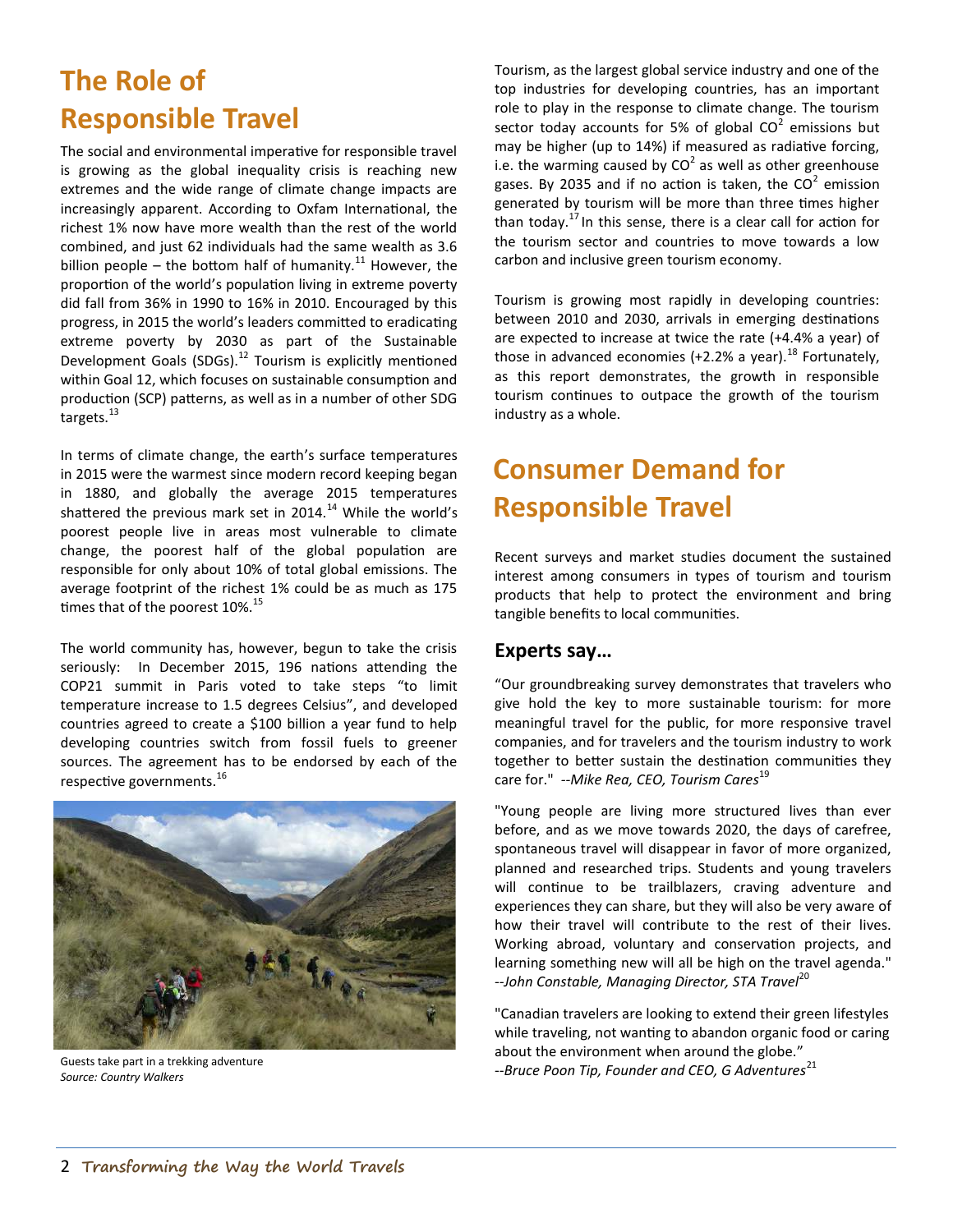# The Role of Responsible Travel

The social and environmental imperative for responsible travel is growing as the global inequality crisis is reaching new extremes and the wide range of climate change impacts are increasingly apparent. According to Oxfam International, the richest 1% now have more wealth than the rest of the world combined, and just 62 individuals had the same wealth as 3.6 billion people – the bottom half of humanity.[11] However, the proportion of the world's population living in extreme poverty did fall from 36% in 1990 to 16% in 2010. Encouraged by this progress, in 2015 the world's leaders committed to eradicating extreme poverty by 2030 as part of the Sustainable Development Goals (SDGs).[12] Tourism is explicitly mentioned within Goal 12, which focuses on sustainable consumption and production (SCP) patterns, as well as in a number of other SDG targets.[13]

In terms of climate change, the earth's surface temperatures in 2015 were the warmest since modern record keeping began in 1880, and globally the average 2015 temperatures shattered the previous mark set in 2014.[14] While the world's poorest people live in areas most vulnerable to climate change, the poorest half of the global population are responsible for only about 10% of total global emissions. The average footprint of the richest 1% could be as much as 175 times that of the poorest 10%.[15]

The world community has, however, begun to take the crisis seriously: In December 2015, 196 nations attending the COP21 summit in Paris voted to take steps "to limit temperature increase to 1.5 degrees Celsius", and developed countries agreed to create a $100 billion a year fund to help developing countries switch from fossil fuels to greener sources. The agreement has to be endorsed by each of the respective governments.[16]

Guests take part in a trekking adventure
*Source: Country Walkers*

Tourism, as the largest global service industry and one of the top industries for developing countries, has an important role to play in the response to climate change. The tourism sector today accounts for 5% of global $CO^2$ emissions but may be higher (up to 14%) if measured as radiative forcing, i.e. the warming caused by $CO^2$ as well as other greenhouse gases. By 2035 and if no action is taken, the $CO^2$ emission generated by tourism will be more than three times higher than today.[17] In this sense, there is a clear call for action for the tourism sector and countries to move towards a low carbon and inclusive green tourism economy.

Tourism is growing most rapidly in developing countries: between 2010 and 2030, arrivals in emerging destinations are expected to increase at twice the rate (+4.4% a year) of those in advanced economies (+2.2% a year).[18] Fortunately, as this report demonstrates, the growth in responsible tourism continues to outpace the growth of the tourism industry as a whole.

# Consumer Demand for Responsible Travel

Recent surveys and market studies document the sustained interest among consumers in types of tourism and tourism products that help to protect the environment and bring tangible benefits to local communities.

### Experts say…

"Our groundbreaking survey demonstrates that travelers who give hold the key to more sustainable tourism: for more meaningful travel for the public, for more responsive travel companies, and for travelers and the tourism industry to work together to better sustain the destination communities they care for." *--Mike Rea, CEO, Tourism Cares*[19]

"Young people are living more structured lives than ever before, and as we move towards 2020, the days of carefree, spontaneous travel will disappear in favor of more organized, planned and researched trips. Students and young travelers will continue to be trailblazers, craving adventure and experiences they can share, but they will also be very aware of how their travel will contribute to the rest of their lives. Working abroad, voluntary and conservation projects, and learning something new will all be high on the travel agenda." *--John Constable, Managing Director, STA Travel*[20]

"Canadian travelers are looking to extend their green lifestyles while traveling, not wanting to abandon organic food or caring about the environment when around the globe."
*--Bruce Poon Tip, Founder and CEO, G Adventures*[21]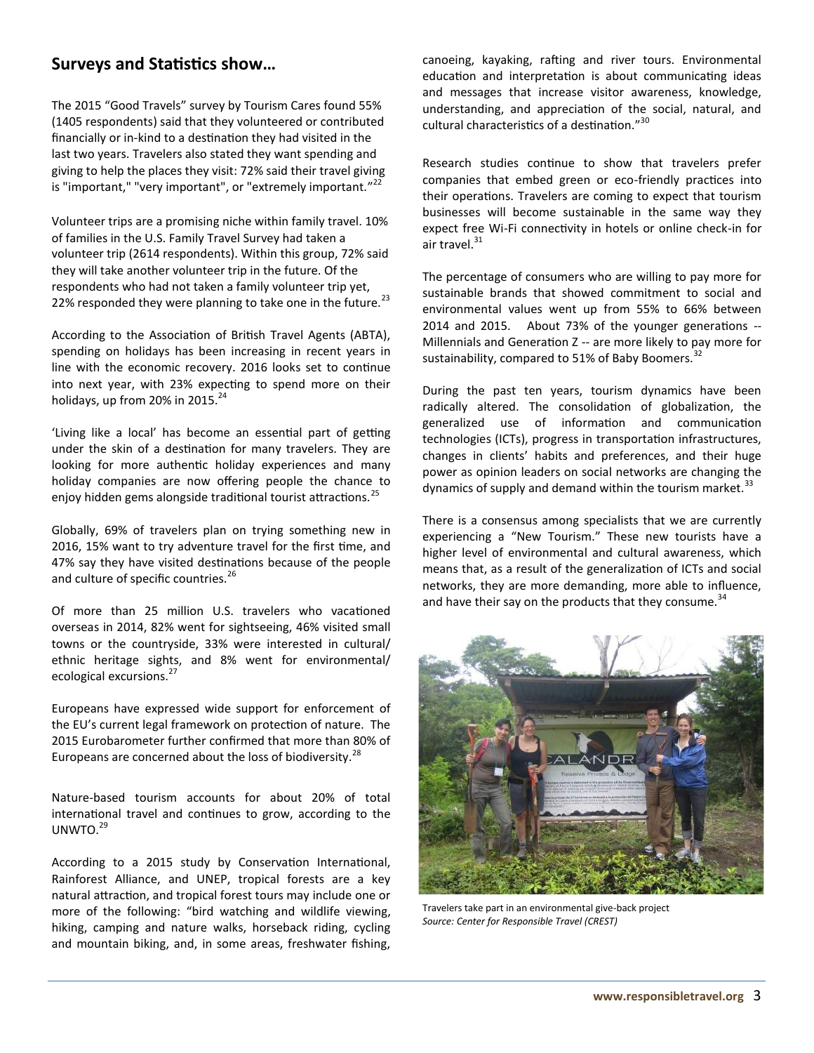## Surveys and Statistics show…

The 2015 "Good Travels" survey by Tourism Cares found 55% (1405 respondents) said that they volunteered or contributed financially or in-kind to a destination they had visited in the last two years. Travelers also stated they want spending and giving to help the places they visit: 72% said their travel giving is "important," "very important", or "extremely important."[22]

Volunteer trips are a promising niche within family travel. 10% of families in the U.S. Family Travel Survey had taken a volunteer trip (2614 respondents). Within this group, 72% said they will take another volunteer trip in the future. Of the respondents who had not taken a family volunteer trip yet, 22% responded they were planning to take one in the future.[23]

According to the Association of British Travel Agents (ABTA), spending on holidays has been increasing in recent years in line with the economic recovery. 2016 looks set to continue into next year, with 23% expecting to spend more on their holidays, up from 20% in 2015.[24]

'Living like a local' has become an essential part of getting under the skin of a destination for many travelers. They are looking for more authentic holiday experiences and many holiday companies are now offering people the chance to enjoy hidden gems alongside traditional tourist attractions.[25]

Globally, 69% of travelers plan on trying something new in 2016, 15% want to try adventure travel for the first time, and 47% say they have visited destinations because of the people and culture of specific countries.[26]

Of more than 25 million U.S. travelers who vacationed overseas in 2014, 82% went for sightseeing, 46% visited small towns or the countryside, 33% were interested in cultural/ ethnic heritage sights, and 8% went for environmental/ ecological excursions.[27]

Europeans have expressed wide support for enforcement of the EU's current legal framework on protection of nature. The 2015 Eurobarometer further confirmed that more than 80% of Europeans are concerned about the loss of biodiversity.[28]

Nature-based tourism accounts for about 20% of total international travel and continues to grow, according to the UNWTO.[29]

According to a 2015 study by Conservation International, Rainforest Alliance, and UNEP, tropical forests are a key natural attraction, and tropical forest tours may include one or more of the following: "bird watching and wildlife viewing, hiking, camping and nature walks, horseback riding, cycling and mountain biking, and, in some areas, freshwater fishing, canoeing, kayaking, rafting and river tours. Environmental education and interpretation is about communicating ideas and messages that increase visitor awareness, knowledge, understanding, and appreciation of the social, natural, and cultural characteristics of a destination."[30]

Research studies continue to show that travelers prefer companies that embed green or eco-friendly practices into their operations. Travelers are coming to expect that tourism businesses will become sustainable in the same way they expect free Wi-Fi connectivity in hotels or online check-in for air travel.[31]

The percentage of consumers who are willing to pay more for sustainable brands that showed commitment to social and environmental values went up from 55% to 66% between 2014 and 2015. About 73% of the younger generations -- Millennials and Generation Z -- are more likely to pay more for sustainability, compared to 51% of Baby Boomers.[32]

During the past ten years, tourism dynamics have been radically altered. The consolidation of globalization, the generalized use of information and communication technologies (ICTs), progress in transportation infrastructures, changes in clients' habits and preferences, and their huge power as opinion leaders on social networks are changing the dynamics of supply and demand within the tourism market.[33]

There is a consensus among specialists that we are currently experiencing a "New Tourism." These new tourists have a higher level of environmental and cultural awareness, which means that, as a result of the generalization of ICTs and social networks, they are more demanding, more able to influence, and have their say on the products that they consume.[34]

Travelers take part in an environmental give-back project
*Source: Center for Responsible Travel (CREST)*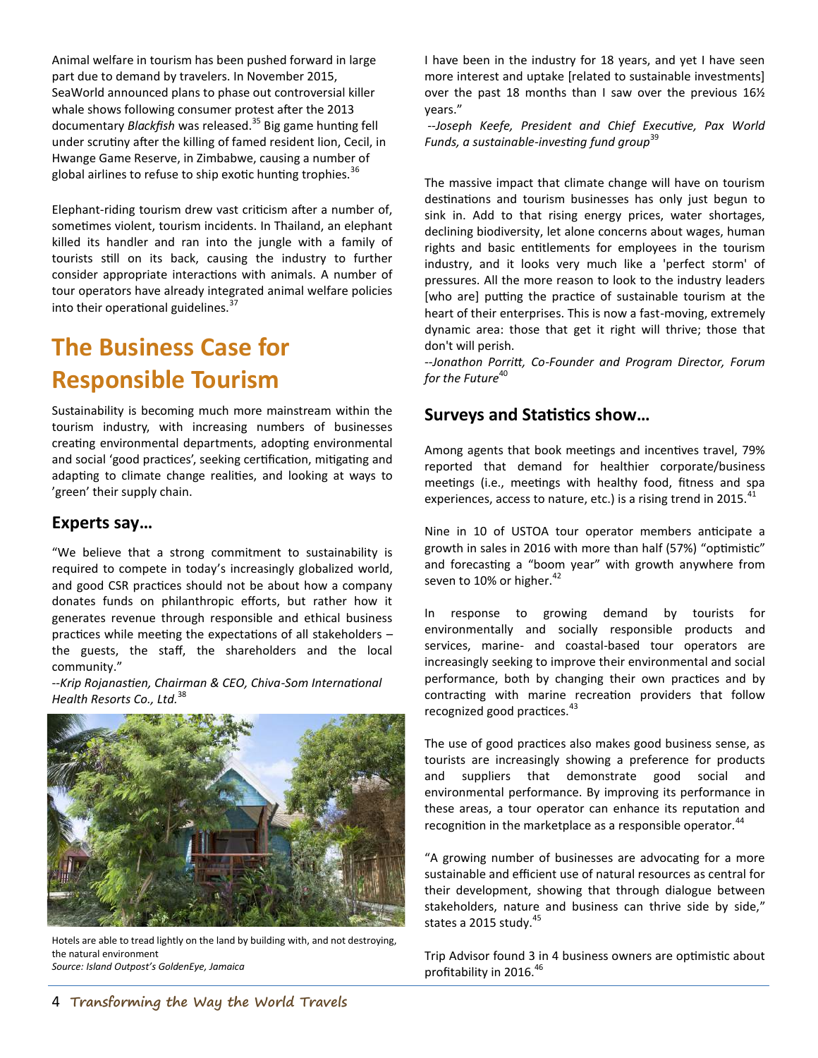Animal welfare in tourism has been pushed forward in large part due to demand by travelers. In November 2015, SeaWorld announced plans to phase out controversial killer whale shows following consumer protest after the 2013 documentary *Blackfish* was released.[35] Big game hunting fell under scrutiny after the killing of famed resident lion, Cecil, in Hwange Game Reserve, in Zimbabwe, causing a number of global airlines to refuse to ship exotic hunting trophies.[36]

Elephant-riding tourism drew vast criticism after a number of, sometimes violent, tourism incidents. In Thailand, an elephant killed its handler and ran into the jungle with a family of tourists still on its back, causing the industry to further consider appropriate interactions with animals. A number of tour operators have already integrated animal welfare policies into their operational guidelines.[37]

# The Business Case for Responsible Tourism

Sustainability is becoming much more mainstream within the tourism industry, with increasing numbers of businesses creating environmental departments, adopting environmental and social 'good practices', seeking certification, mitigating and adapting to climate change realities, and looking at ways to 'green' their supply chain.

## Experts say…

"We believe that a strong commitment to sustainability is required to compete in today's increasingly globalized world, and good CSR practices should not be about how a company donates funds on philanthropic efforts, but rather how it generates revenue through responsible and ethical business practices while meeting the expectations of all stakeholders – the guests, the staff, the shareholders and the local community."

*--Krip Rojanastien, Chairman & CEO, Chiva-Som International Health Resorts Co., Ltd.*[38]

Hotels are able to tread lightly on the land by building with, and not destroying, the natural environment
*Source: Island Outpost's GoldenEye, Jamaica*

I have been in the industry for 18 years, and yet I have seen more interest and uptake [related to sustainable investments] over the past 18 months than I saw over the previous 16½ years."

*--Joseph Keefe, President and Chief Executive, Pax World Funds, a sustainable-investing fund group*[39]

The massive impact that climate change will have on tourism destinations and tourism businesses has only just begun to sink in. Add to that rising energy prices, water shortages, declining biodiversity, let alone concerns about wages, human rights and basic entitlements for employees in the tourism industry, and it looks very much like a 'perfect storm' of pressures. All the more reason to look to the industry leaders [who are] putting the practice of sustainable tourism at the heart of their enterprises. This is now a fast-moving, extremely dynamic area: those that get it right will thrive; those that don't will perish.

*--Jonathon Porritt, Co-Founder and Program Director, Forum for the Future*[40]

## Surveys and Statistics show…

Among agents that book meetings and incentives travel, 79% reported that demand for healthier corporate/business meetings (i.e., meetings with healthy food, fitness and spa experiences, access to nature, etc.) is a rising trend in 2015.[41]

Nine in 10 of USTOA tour operator members anticipate a growth in sales in 2016 with more than half (57%) "optimistic" and forecasting a "boom year" with growth anywhere from seven to 10% or higher.[42]

In response to growing demand by tourists for environmentally and socially responsible products and services, marine- and coastal-based tour operators are increasingly seeking to improve their environmental and social performance, both by changing their own practices and by contracting with marine recreation providers that follow recognized good practices.[43]

The use of good practices also makes good business sense, as tourists are increasingly showing a preference for products and suppliers that demonstrate good social and environmental performance. By improving its performance in these areas, a tour operator can enhance its reputation and recognition in the marketplace as a responsible operator.[44]

"A growing number of businesses are advocating for a more sustainable and efficient use of natural resources as central for their development, showing that through dialogue between stakeholders, nature and business can thrive side by side," states a 2015 study.[45]

Trip Advisor found 3 in 4 business owners are optimistic about profitability in 2016.[46]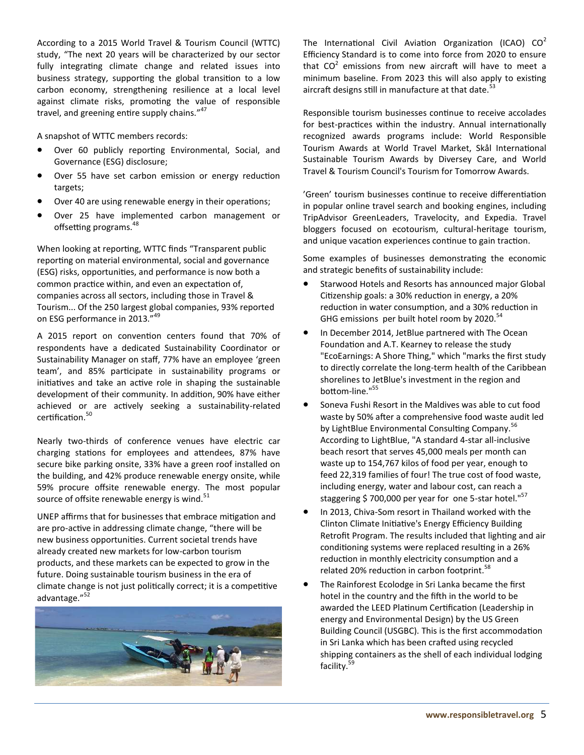According to a 2015 World Travel & Tourism Council (WTTC) study, "The next 20 years will be characterized by our sector fully integrating climate change and related issues into business strategy, supporting the global transition to a low carbon economy, strengthening resilience at a local level against climate risks, promoting the value of responsible travel, and greening entire supply chains."[47]

A snapshot of WTTC members records:

- Over 60 publicly reporting Environmental, Social, and Governance (ESG) disclosure;
- Over 55 have set carbon emission or energy reduction targets;
- Over 40 are using renewable energy in their operations;
- Over 25 have implemented carbon management or offsetting programs.[48]

When looking at reporting, WTTC finds "Transparent public reporting on material environmental, social and governance (ESG) risks, opportunities, and performance is now both a common practice within, and even an expectation of, companies across all sectors, including those in Travel & Tourism... Of the 250 largest global companies, 93% reported on ESG performance in 2013."[49]

A 2015 report on convention centers found that 70% of respondents have a dedicated Sustainability Coordinator or Sustainability Manager on staff, 77% have an employee 'green team', and 85% participate in sustainability programs or initiatives and take an active role in shaping the sustainable development of their community. In addition, 90% have either achieved or are actively seeking a sustainability-related certification.[50]

Nearly two-thirds of conference venues have electric car charging stations for employees and attendees, 87% have secure bike parking onsite, 33% have a green roof installed on the building, and 42% produce renewable energy onsite, while 59% procure offsite renewable energy. The most popular source of offsite renewable energy is wind.[51]

UNEP affirms that for businesses that embrace mitigation and are pro-active in addressing climate change, "there will be new business opportunities. Current societal trends have already created new markets for low-carbon tourism products, and these markets can be expected to grow in the future. Doing sustainable tourism business in the era of climate change is not just politically correct; it is a competitive advantage."[52]

The International Civil Aviation Organization (ICAO) $CO^2$ Efficiency Standard is to come into force from 2020 to ensure that $CO^2$ emissions from new aircraft will have to meet a minimum baseline. From 2023 this will also apply to existing aircraft designs still in manufacture at that date.[53]

Responsible tourism businesses continue to receive accolades for best-practices within the industry. Annual internationally recognized awards programs include: World Responsible Tourism Awards at World Travel Market, Skål International Sustainable Tourism Awards by Diversey Care, and World Travel & Tourism Council's Tourism for Tomorrow Awards.

'Green' tourism businesses continue to receive differentiation in popular online travel search and booking engines, including TripAdvisor GreenLeaders, Travelocity, and Expedia. Travel bloggers focused on ecotourism, cultural-heritage tourism, and unique vacation experiences continue to gain traction.

Some examples of businesses demonstrating the economic and strategic benefits of sustainability include:

- Starwood Hotels and Resorts has announced major Global Citizenship goals: a 30% reduction in energy, a 20% reduction in water consumption, and a 30% reduction in GHG emissions per built hotel room by 2020.[54]
- In December 2014, JetBlue partnered with The Ocean Foundation and A.T. Kearney to release the study "EcoEarnings: A Shore Thing," which "marks the first study to directly correlate the long-term health of the Caribbean shorelines to JetBlue's investment in the region and bottom-line."[55]
- Soneva Fushi Resort in the Maldives was able to cut food waste by 50% after a comprehensive food waste audit led by LightBlue Environmental Consulting Company.[56] According to LightBlue, "A standard 4-star all-inclusive beach resort that serves 45,000 meals per month can waste up to 154,767 kilos of food per year, enough to feed 22,319 families of four! The true cost of food waste, including energy, water and labour cost, can reach a staggering $ 700,000 per year for one 5-star hotel."[57]
- In 2013, Chiva-Som resort in Thailand worked with the Clinton Climate Initiative's Energy Efficiency Building Retrofit Program. The results included that lighting and air conditioning systems were replaced resulting in a 26% reduction in monthly electricity consumption and a related 20% reduction in carbon footprint.[58]
- The Rainforest Ecolodge in Sri Lanka became the first hotel in the country and the fifth in the world to be awarded the LEED Platinum Certification (Leadership in energy and Environmental Design) by the US Green Building Council (USGBC). This is the first accommodation in Sri Lanka which has been crafted using recycled shipping containers as the shell of each individual lodging facility.[59]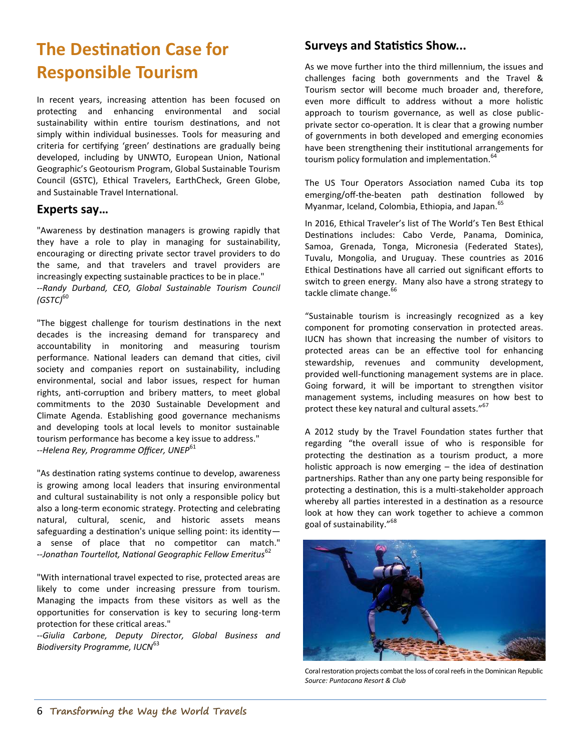# The Destination Case for Responsible Tourism

In recent years, increasing attention has been focused on protecting and enhancing environmental and social sustainability within entire tourism destinations, and not simply within individual businesses. Tools for measuring and criteria for certifying 'green' destinations are gradually being developed, including by UNWTO, European Union, National Geographic's Geotourism Program, Global Sustainable Tourism Council (GSTC), Ethical Travelers, EarthCheck, Green Globe, and Sustainable Travel International.

## Experts say…

"Awareness by destination managers is growing rapidly that they have a role to play in managing for sustainability, encouraging or directing private sector travel providers to do the same, and that travelers and travel providers are increasingly expecting sustainable practices to be in place."
*--Randy Durband, CEO, Global Sustainable Tourism Council (GSTC)*[60]

"The biggest challenge for tourism destinations in the next decades is the increasing demand for transparecy and accountability in monitoring and measuring tourism performance. National leaders can demand that cities, civil society and companies report on sustainability, including environmental, social and labor issues, respect for human rights, anti-corruption and bribery matters, to meet global commitments to the 2030 Sustainable Development and Climate Agenda. Establishing good governance mechanisms and developing tools at local levels to monitor sustainable tourism performance has become a key issue to address."
*--Helena Rey, Programme Officer, UNEP*[61]

"As destination rating systems continue to develop, awareness is growing among local leaders that insuring environmental and cultural sustainability is not only a responsible policy but also a long-term economic strategy. Protecting and celebrating natural, cultural, scenic, and historic assets means safeguarding a destination's unique selling point: its identity—a sense of place that no competitor can match."
*--Jonathan Tourtellot, National Geographic Fellow Emeritus*[62]

"With international travel expected to rise, protected areas are likely to come under increasing pressure from tourism. Managing the impacts from these visitors as well as the opportunities for conservation is key to securing long-term protection for these critical areas."
*--Giulia Carbone, Deputy Director, Global Business and Biodiversity Programme, IUCN*[63]

## Surveys and Statistics Show...

As we move further into the third millennium, the issues and challenges facing both governments and the Travel & Tourism sector will become much broader and, therefore, even more difficult to address without a more holistic approach to tourism governance, as well as close public-private sector co-operation. It is clear that a growing number of governments in both developed and emerging economies have been strengthening their institutional arrangements for tourism policy formulation and implementation.[64]

The US Tour Operators Association named Cuba its top emerging/off-the-beaten path destination followed by Myanmar, Iceland, Colombia, Ethiopia, and Japan.[65]

In 2016, Ethical Traveler's list of The World's Ten Best Ethical Destinations includes: Cabo Verde, Panama, Dominica, Samoa, Grenada, Tonga, Micronesia (Federated States), Tuvalu, Mongolia, and Uruguay. These countries as 2016 Ethical Destinations have all carried out significant efforts to switch to green energy. Many also have a strong strategy to tackle climate change.[66]

"Sustainable tourism is increasingly recognized as a key component for promoting conservation in protected areas. IUCN has shown that increasing the number of visitors to protected areas can be an effective tool for enhancing stewardship, revenues and community development, provided well-functioning management systems are in place. Going forward, it will be important to strengthen visitor management systems, including measures on how best to protect these key natural and cultural assets."[67]

A 2012 study by the Travel Foundation states further that regarding "the overall issue of who is responsible for protecting the destination as a tourism product, a more holistic approach is now emerging – the idea of destination partnerships. Rather than any one party being responsible for protecting a destination, this is a multi-stakeholder approach whereby all parties interested in a destination as a resource look at how they can work together to achieve a common goal of sustainability."[68]

Coral restoration projects combat the loss of coral reefs in the Dominican Republic
*Source: Puntacana Resort & Club*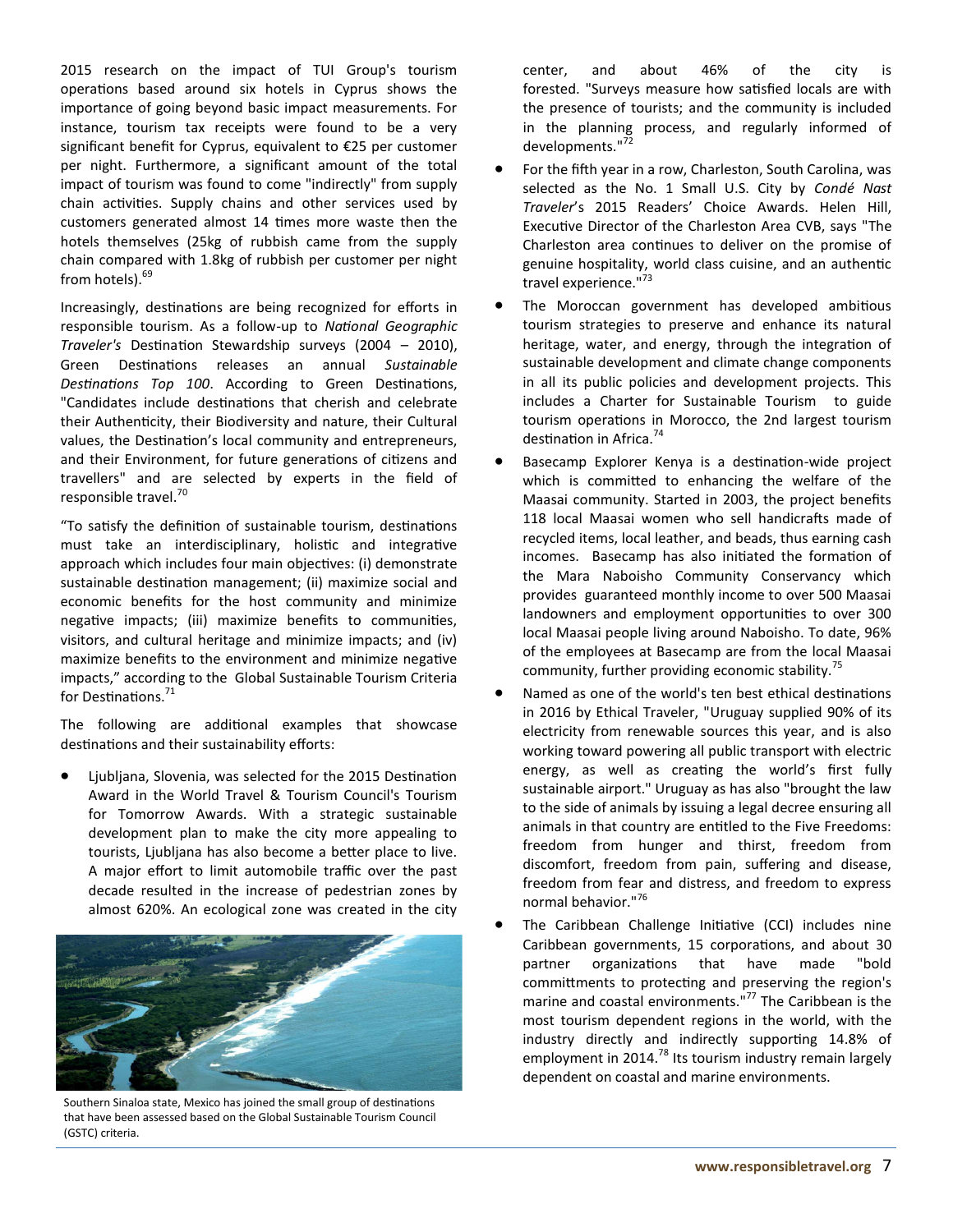2015 research on the impact of TUI Group's tourism operations based around six hotels in Cyprus shows the importance of going beyond basic impact measurements. For instance, tourism tax receipts were found to be a very significant benefit for Cyprus, equivalent to €25 per customer per night. Furthermore, a significant amount of the total impact of tourism was found to come "indirectly" from supply chain activities. Supply chains and other services used by customers generated almost 14 times more waste then the hotels themselves (25kg of rubbish came from the supply chain compared with 1.8kg of rubbish per customer per night from hotels).[69]

Increasingly, destinations are being recognized for efforts in responsible tourism. As a follow-up to *National Geographic Traveler's* Destination Stewardship surveys (2004 – 2010), Green Destinations releases an annual *Sustainable Destinations Top 100*. According to Green Destinations, "Candidates include destinations that cherish and celebrate their Authenticity, their Biodiversity and nature, their Cultural values, the Destination's local community and entrepreneurs, and their Environment, for future generations of citizens and travellers" and are selected by experts in the field of responsible travel.[70]

"To satisfy the definition of sustainable tourism, destinations must take an interdisciplinary, holistic and integrative approach which includes four main objectives: (i) demonstrate sustainable destination management; (ii) maximize social and economic benefits for the host community and minimize negative impacts; (iii) maximize benefits to communities, visitors, and cultural heritage and minimize impacts; and (iv) maximize benefits to the environment and minimize negative impacts," according to the Global Sustainable Tourism Criteria for Destinations.[71]

The following are additional examples that showcase destinations and their sustainability efforts:

- Ljubljana, Slovenia, was selected for the 2015 Destination Award in the World Travel & Tourism Council's Tourism for Tomorrow Awards. With a strategic sustainable development plan to make the city more appealing to tourists, Ljubljana has also become a better place to live. A major effort to limit automobile traffic over the past decade resulted in the increase of pedestrian zones by almost 620%. An ecological zone was created in the city center, and about 46% of the city is forested. "Surveys measure how satisfied locals are with the presence of tourists; and the community is included in the planning process, and regularly informed of developments."[72]
- For the fifth year in a row, Charleston, South Carolina, was selected as the No. 1 Small U.S. City by *Condé Nast Traveler*'s 2015 Readers' Choice Awards. Helen Hill, Executive Director of the Charleston Area CVB, says "The Charleston area continues to deliver on the promise of genuine hospitality, world class cuisine, and an authentic travel experience."[73]
- The Moroccan government has developed ambitious tourism strategies to preserve and enhance its natural heritage, water, and energy, through the integration of sustainable development and climate change components in all its public policies and development projects. This includes a Charter for Sustainable Tourism to guide tourism operations in Morocco, the 2nd largest tourism destination in Africa.[74]
- Basecamp Explorer Kenya is a destination-wide project which is committed to enhancing the welfare of the Maasai community. Started in 2003, the project benefits 118 local Maasai women who sell handicrafts made of recycled items, local leather, and beads, thus earning cash incomes. Basecamp has also initiated the formation of the Mara Naboisho Community Conservancy which provides guaranteed monthly income to over 500 Maasai landowners and employment opportunities to over 300 local Maasai people living around Naboisho. To date, 96% of the employees at Basecamp are from the local Maasai community, further providing economic stability.[75]
- Named as one of the world's ten best ethical destinations in 2016 by Ethical Traveler, "Uruguay supplied 90% of its electricity from renewable sources this year, and is also working toward powering all public transport with electric energy, as well as creating the world's first fully sustainable airport." Uruguay as has also "brought the law to the side of animals by issuing a legal decree ensuring all animals in that country are entitled to the Five Freedoms: freedom from hunger and thirst, freedom from discomfort, freedom from pain, suffering and disease, freedom from fear and distress, and freedom to express normal behavior."[76]
- The Caribbean Challenge Initiative (CCI) includes nine Caribbean governments, 15 corporations, and about 30 partner organizations that have made "bold committments to protecting and preserving the region's marine and coastal environments."[77] The Caribbean is the most tourism dependent regions in the world, with the industry directly and indirectly supporting 14.8% of employment in 2014.[78] Its tourism industry remain largely dependent on coastal and marine environments.

Southern Sinaloa state, Mexico has joined the small group of destinations that have been assessed based on the Global Sustainable Tourism Council (GSTC) criteria.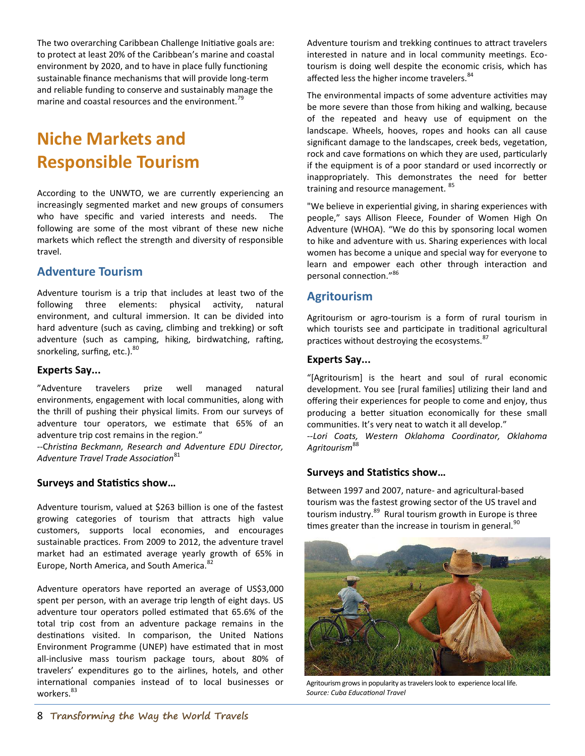The two overarching Caribbean Challenge Initiative goals are: to protect at least 20% of the Caribbean's marine and coastal environment by 2020, and to have in place fully functioning sustainable finance mechanisms that will provide long-term and reliable funding to conserve and sustainably manage the marine and coastal resources and the environment.[79]

# Niche Markets and Responsible Tourism

According to the UNWTO, we are currently experiencing an increasingly segmented market and new groups of consumers who have specific and varied interests and needs. The following are some of the most vibrant of these new niche markets which reflect the strength and diversity of responsible travel.

## Adventure Tourism

Adventure tourism is a trip that includes at least two of the following three elements: physical activity, natural environment, and cultural immersion. It can be divided into hard adventure (such as caving, climbing and trekking) or soft adventure (such as camping, hiking, birdwatching, rafting, snorkeling, surfing, etc.).[80]

### Experts Say...

"Adventure travelers prize well managed natural environments, engagement with local communities, along with the thrill of pushing their physical limits. From our surveys of adventure tour operators, we estimate that 65% of an adventure trip cost remains in the region."

*--Christina Beckmann, Research and Adventure EDU Director, Adventure Travel Trade Association*[81]

### Surveys and Statistics show…

Adventure tourism, valued at $263 billion is one of the fastest growing categories of tourism that attracts high value customers, supports local economies, and encourages sustainable practices. From 2009 to 2012, the adventure travel market had an estimated average yearly growth of 65% in Europe, North America, and South America.[82]

Adventure operators have reported an average of US$3,000 spent per person, with an average trip length of eight days. US adventure tour operators polled estimated that 65.6% of the total trip cost from an adventure package remains in the destinations visited. In comparison, the United Nations Environment Programme (UNEP) have estimated that in most all-inclusive mass tourism package tours, about 80% of travelers' expenditures go to the airlines, hotels, and other international companies instead of to local businesses or workers.[83]

Adventure tourism and trekking continues to attract travelers interested in nature and in local community meetings. Eco-tourism is doing well despite the economic crisis, which has affected less the higher income travelers.[84]

The environmental impacts of some adventure activities may be more severe than those from hiking and walking, because of the repeated and heavy use of equipment on the landscape. Wheels, hooves, ropes and hooks can all cause significant damage to the landscapes, creek beds, vegetation, rock and cave formations on which they are used, particularly if the equipment is of a poor standard or used incorrectly or inappropriately. This demonstrates the need for better training and resource management.[85]

"We believe in experiential giving, in sharing experiences with people," says Allison Fleece, Founder of Women High On Adventure (WHOA). "We do this by sponsoring local women to hike and adventure with us. Sharing experiences with local women has become a unique and special way for everyone to learn and empower each other through interaction and personal connection."[86]

## Agritourism

Agritourism or agro-tourism is a form of rural tourism in which tourists see and participate in traditional agricultural practices without destroying the ecosystems.[87]

### Experts Say...

"[Agritourism] is the heart and soul of rural economic development. You see [rural families] utilizing their land and offering their experiences for people to come and enjoy, thus producing a better situation economically for these small communities. It's very neat to watch it all develop."

*--Lori Coats, Western Oklahoma Coordinator, Oklahoma Agritourism*[88]

### Surveys and Statistics show…

Between 1997 and 2007, nature- and agricultural-based tourism was the fastest growing sector of the US travel and tourism industry.[89] Rural tourism growth in Europe is three times greater than the increase in tourism in general.[90]

Agritourism grows in popularity as travelers look to experience local life.
*Source: Cuba Educational Travel*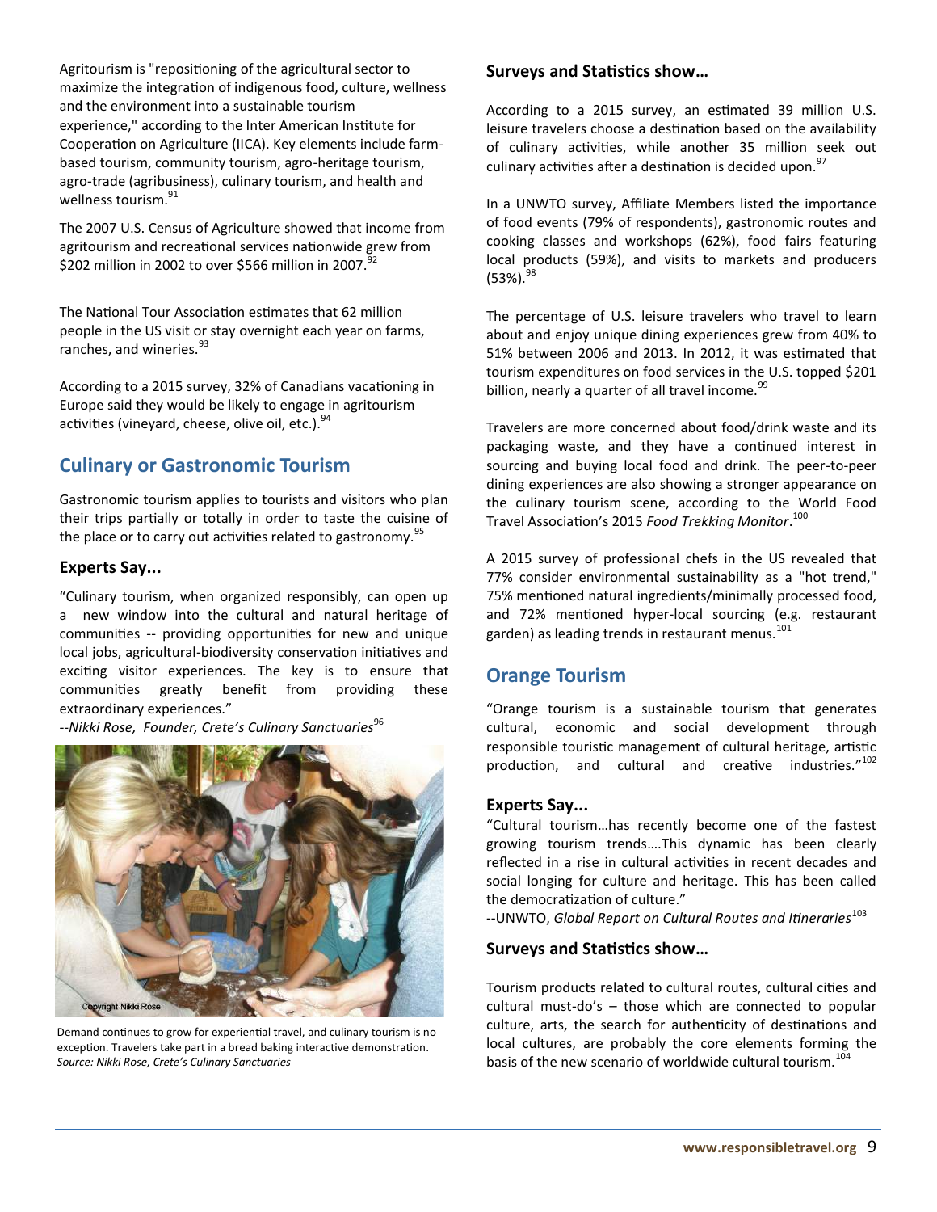Agritourism is "repositioning of the agricultural sector to maximize the integration of indigenous food, culture, wellness and the environment into a sustainable tourism experience," according to the Inter American Institute for Cooperation on Agriculture (IICA). Key elements include farm-based tourism, community tourism, agro-heritage tourism, agro-trade (agribusiness), culinary tourism, and health and wellness tourism.[91]

The 2007 U.S. Census of Agriculture showed that income from agritourism and recreational services nationwide grew from $202 million in 2002 to over $566 million in 2007.[92]

The National Tour Association estimates that 62 million people in the US visit or stay overnight each year on farms, ranches, and wineries.[93]

According to a 2015 survey, 32% of Canadians vacationing in Europe said they would be likely to engage in agritourism activities (vineyard, cheese, olive oil, etc.).[94]

## Culinary or Gastronomic Tourism

Gastronomic tourism applies to tourists and visitors who plan their trips partially or totally in order to taste the cuisine of the place or to carry out activities related to gastronomy.[95]

### Experts Say...

"Culinary tourism, when organized responsibly, can open up a new window into the cultural and natural heritage of communities -- providing opportunities for new and unique local jobs, agricultural-biodiversity conservation initiatives and exciting visitor experiences. The key is to ensure that communities greatly benefit from providing these extraordinary experiences."
--*Nikki Rose, Founder, Crete's Culinary Sanctuaries*[96]

Demand continues to grow for experiential travel, and culinary tourism is no exception. Travelers take part in a bread baking interactive demonstration. *Source: Nikki Rose, Crete's Culinary Sanctuaries*

### Surveys and Statistics show…

According to a 2015 survey, an estimated 39 million U.S. leisure travelers choose a destination based on the availability of culinary activities, while another 35 million seek out culinary activities after a destination is decided upon.[97]

In a UNWTO survey, Affiliate Members listed the importance of food events (79% of respondents), gastronomic routes and cooking classes and workshops (62%), food fairs featuring local products (59%), and visits to markets and producers (53%).[98]

The percentage of U.S. leisure travelers who travel to learn about and enjoy unique dining experiences grew from 40% to 51% between 2006 and 2013. In 2012, it was estimated that tourism expenditures on food services in the U.S. topped $201 billion, nearly a quarter of all travel income.[99]

Travelers are more concerned about food/drink waste and its packaging waste, and they have a continued interest in sourcing and buying local food and drink. The peer-to-peer dining experiences are also showing a stronger appearance on the culinary tourism scene, according to the World Food Travel Association's 2015 *Food Trekking Monitor*.[100]

A 2015 survey of professional chefs in the US revealed that 77% consider environmental sustainability as a "hot trend," 75% mentioned natural ingredients/minimally processed food, and 72% mentioned hyper-local sourcing (e.g. restaurant garden) as leading trends in restaurant menus.[101]

## Orange Tourism

"Orange tourism is a sustainable tourism that generates cultural, economic and social development through responsible touristic management of cultural heritage, artistic production, and cultural and creative industries."[102]

### Experts Say...

"Cultural tourism…has recently become one of the fastest growing tourism trends….This dynamic has been clearly reflected in a rise in cultural activities in recent decades and social longing for culture and heritage. This has been called the democratization of culture."
--UNWTO, *Global Report on Cultural Routes and Itineraries*[103]

### Surveys and Statistics show…

Tourism products related to cultural routes, cultural cities and cultural must-do's – those which are connected to popular culture, arts, the search for authenticity of destinations and local cultures, are probably the core elements forming the basis of the new scenario of worldwide cultural tourism.[104]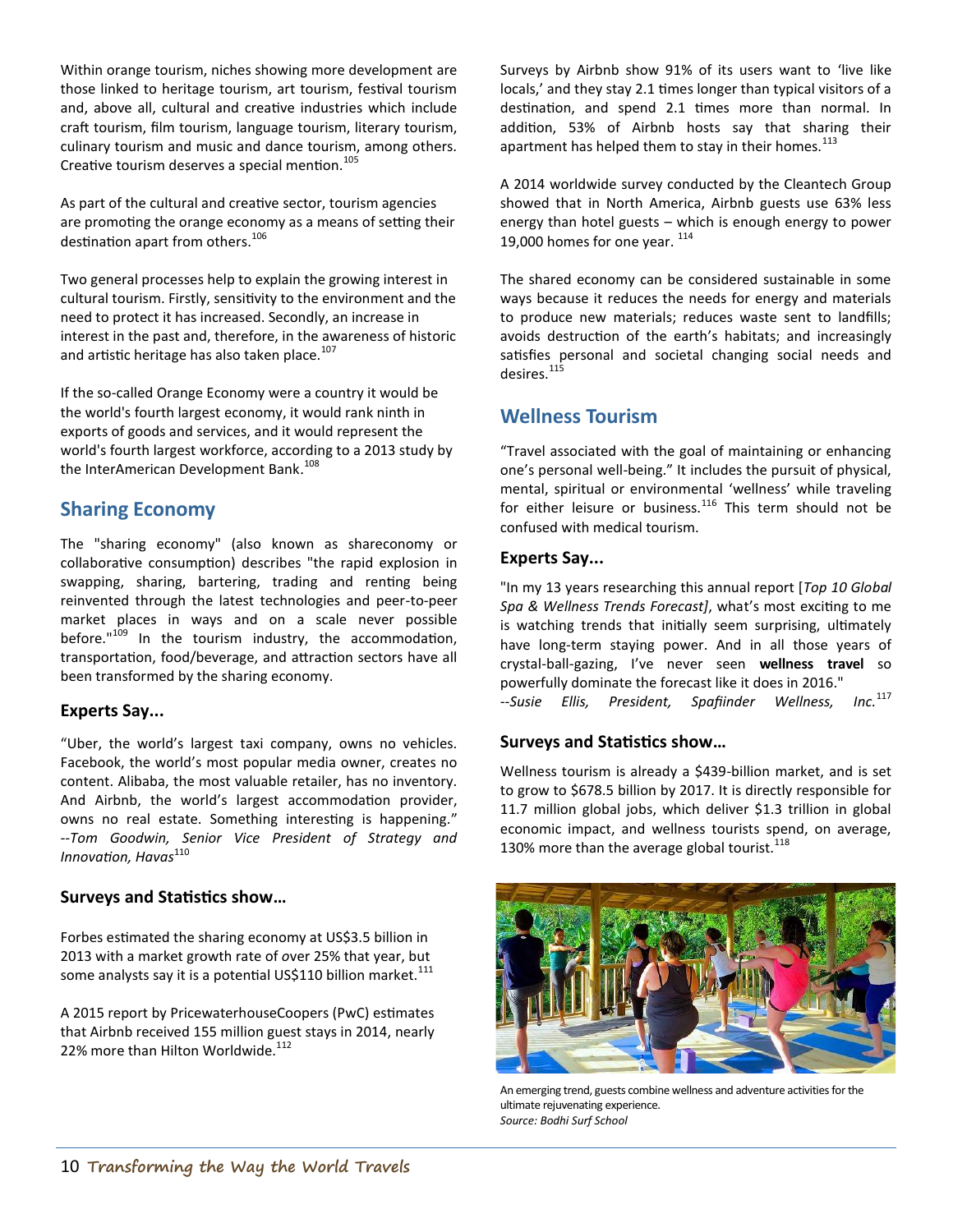Within orange tourism, niches showing more development are those linked to heritage tourism, art tourism, festival tourism and, above all, cultural and creative industries which include craft tourism, film tourism, language tourism, literary tourism, culinary tourism and music and dance tourism, among others. Creative tourism deserves a special mention.[105]

As part of the cultural and creative sector, tourism agencies are promoting the orange economy as a means of setting their destination apart from others.[106]

Two general processes help to explain the growing interest in cultural tourism. Firstly, sensitivity to the environment and the need to protect it has increased. Secondly, an increase in interest in the past and, therefore, in the awareness of historic and artistic heritage has also taken place.[107]

If the so-called Orange Economy were a country it would be the world's fourth largest economy, it would rank ninth in exports of goods and services, and it would represent the world's fourth largest workforce, according to a 2013 study by the InterAmerican Development Bank.[108]

## Sharing Economy

The "sharing economy" (also known as shareconomy or collaborative consumption) describes "the rapid explosion in swapping, sharing, bartering, trading and renting being reinvented through the latest technologies and peer-to-peer market places in ways and on a scale never possible before."[109] In the tourism industry, the accommodation, transportation, food/beverage, and attraction sectors have all been transformed by the sharing economy.

### Experts Say...

"Uber, the world's largest taxi company, owns no vehicles. Facebook, the world's most popular media owner, creates no content. Alibaba, the most valuable retailer, has no inventory. And Airbnb, the world's largest accommodation provider, owns no real estate. Something interesting is happening." *--Tom Goodwin, Senior Vice President of Strategy and Innovation, Havas*[110]

### Surveys and Statistics show…

Forbes estimated the sharing economy at US$3.5 billion in 2013 with a market growth rate of over 25% that year, but some analysts say it is a potential US$110 billion market.[111]

A 2015 report by PricewaterhouseCoopers (PwC) estimates that Airbnb received 155 million guest stays in 2014, nearly 22% more than Hilton Worldwide.[112]

Surveys by Airbnb show 91% of its users want to 'live like locals,' and they stay 2.1 times longer than typical visitors of a destination, and spend 2.1 times more than normal. In addition, 53% of Airbnb hosts say that sharing their apartment has helped them to stay in their homes.[113]

A 2014 worldwide survey conducted by the Cleantech Group showed that in North America, Airbnb guests use 63% less energy than hotel guests – which is enough energy to power 19,000 homes for one year.[114]

The shared economy can be considered sustainable in some ways because it reduces the needs for energy and materials to produce new materials; reduces waste sent to landfills; avoids destruction of the earth's habitats; and increasingly satisfies personal and societal changing social needs and desires.[115]

## Wellness Tourism

"Travel associated with the goal of maintaining or enhancing one's personal well-being." It includes the pursuit of physical, mental, spiritual or environmental 'wellness' while traveling for either leisure or business.[116] This term should not be confused with medical tourism.

### Experts Say...

"In my 13 years researching this annual report [*Top 10 Global Spa & Wellness Trends Forecast]*, what's most exciting to me is watching trends that initially seem surprising, ultimately have long-term staying power. And in all those years of crystal-ball-gazing, I've never seen **wellness travel** so powerfully dominate the forecast like it does in 2016."
*--Susie Ellis, President, Spafiinder Wellness, Inc.*[117]

### Surveys and Statistics show…

Wellness tourism is already a $439-billion market, and is set to grow to $678.5 billion by 2017. It is directly responsible for 11.7 million global jobs, which deliver $1.3 trillion in global economic impact, and wellness tourists spend, on average, 130% more than the average global tourist.[118]

An emerging trend, guests combine wellness and adventure activities for the ultimate rejuvenating experience.
*Source: Bodhi Surf School*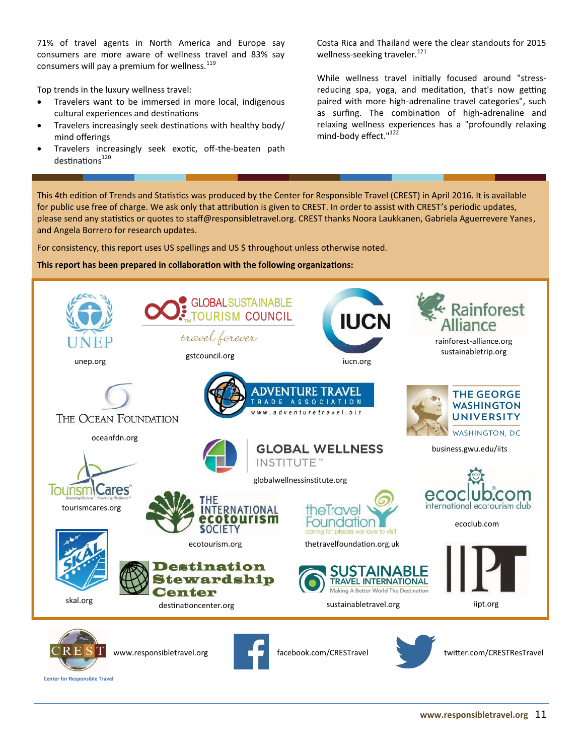71% of travel agents in North America and Europe say consumers are more aware of wellness travel and 83% say consumers will pay a premium for wellness.[119]

Top trends in the luxury wellness travel:

- Travelers want to be immersed in more local, indigenous cultural experiences and destinations
- Travelers increasingly seek destinations with healthy body/mind offerings
- Travelers increasingly seek exotic, off-the-beaten path destinations[120]

Costa Rica and Thailand were the clear standouts for 2015 wellness-seeking traveler.[121]

While wellness travel initially focused around "stress-reducing spa, yoga, and meditation, that's now getting paired with more high-adrenaline travel categories", such as surfing. The combination of high-adrenaline and relaxing wellness experiences has a "profoundly relaxing mind-body effect."[122]

This 4th edition of Trends and Statistics was produced by the Center for Responsible Travel (CREST) in April 2016. It is available for public use free of charge. We ask only that attribution is given to CREST. In order to assist with CREST's periodic updates, please send any statistics or quotes to staff@responsibletravel.org. CREST thanks Noora Laukkanen, Gabriela Aguerrevere Yanes, and Angela Borrero for research updates.

For consistency, this report uses US spellings and US $ throughout unless otherwise noted.

**This report has been prepared in collaboration with the following organizations:**

UNEP — unep.org

Global Sustainable Tourism Council, travel forever — gstcouncil.org

IUCN — iucn.org

Rainforest Alliance — rainforest-alliance.org, sustainabletrip.org

The Ocean Foundation — oceanfdn.org

Adventure Travel Trade Association — www.adventuretravel.biz

The George Washington University, Washington, DC — business.gwu.edu/iits

Global Wellness Institute — globalwellnessinstitute.org

TourismCares — tourismcares.org

ecoclub.com, international ecotourism club — ecoclub.com

The International Ecotourism Society — ecotourism.org

The Travel Foundation, caring for places we love to visit — thetravelfoundation.org.uk

Skal — skal.org

Destination Stewardship Center — destinationcenter.org

Sustainable Travel International, Making A Better World The Destination — sustainabletravel.org

IIPT — iipt.org

CREST, Center for Responsible Travel — www.responsibletravel.org

facebook.com/CRESTravel

twitter.com/CRESTResTravel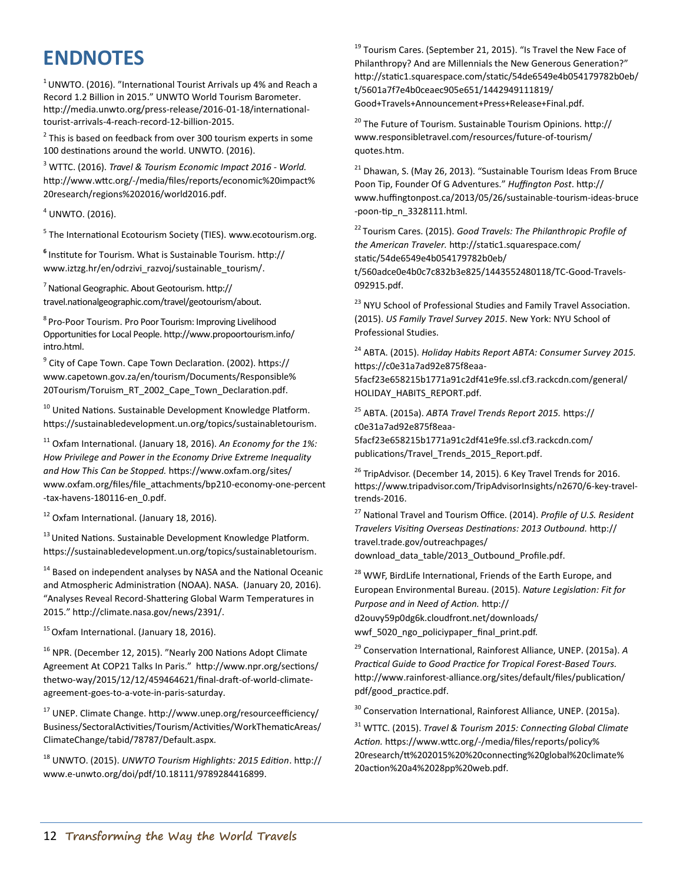# ENDNOTES

[1] UNWTO. (2016). "International Tourist Arrivals up 4% and Reach a Record 1.2 Billion in 2015." UNWTO World Tourism Barometer. http://media.unwto.org/press-release/2016-01-18/international-tourist-arrivals-4-reach-record-12-billion-2015.

[2] This is based on feedback from over 300 tourism experts in some 100 destinations around the world. UNWTO. (2016).

[3] WTTC. (2016). *Travel & Tourism Economic Impact 2016 - World.* http://www.wttc.org/-/media/files/reports/economic%20impact%20research/regions%202016/world2016.pdf.

[4] UNWTO. (2016).

[5] The International Ecotourism Society (TIES). www.ecotourism.org.

[6] Institute for Tourism. What is Sustainable Tourism. http://www.iztzg.hr/en/odrzivi_razvoj/sustainable_tourism/.

[7] National Geographic. About Geotourism. http://travel.nationalgeographic.com/travel/geotourism/about.

[8] Pro-Poor Tourism. Pro Poor Tourism: Improving Livelihood Opportunities for Local People. http://www.propoortourism.info/intro.html.

[9] City of Cape Town. Cape Town Declaration. (2002). https://www.capetown.gov.za/en/tourism/Documents/Responsible%20Tourism/Toruism_RT_2002_Cape_Town_Declaration.pdf.

[10] United Nations. Sustainable Development Knowledge Platform. https://sustainabledevelopment.un.org/topics/sustainabletourism.

[11] Oxfam International. (January 18, 2016). *An Economy for the 1%: How Privilege and Power in the Economy Drive Extreme Inequality and How This Can be Stopped.* https://www.oxfam.org/sites/www.oxfam.org/files/file_attachments/bp210-economy-one-percent-tax-havens-180116-en_0.pdf.

[12] Oxfam International. (January 18, 2016).

[13] United Nations. Sustainable Development Knowledge Platform. https://sustainabledevelopment.un.org/topics/sustainabletourism.

[14] Based on independent analyses by NASA and the National Oceanic and Atmospheric Administration (NOAA). NASA. (January 20, 2016). "Analyses Reveal Record-Shattering Global Warm Temperatures in 2015." http://climate.nasa.gov/news/2391/.

[15] Oxfam International. (January 18, 2016).

[16] NPR. (December 12, 2015). "Nearly 200 Nations Adopt Climate Agreement At COP21 Talks In Paris." http://www.npr.org/sections/thetwo-way/2015/12/12/459464621/final-draft-of-world-climate-agreement-goes-to-a-vote-in-paris-saturday.

[17] UNEP. Climate Change. http://www.unep.org/resourceefficiency/Business/SectoralActivities/Tourism/Activities/WorkThematicAreas/ClimateChange/tabid/78787/Default.aspx.

[18] UNWTO. (2015). *UNWTO Tourism Highlights: 2015 Edition*. http://www.e-unwto.org/doi/pdf/10.18111/9789284416899.

[19] Tourism Cares. (September 21, 2015). "Is Travel the New Face of Philanthropy? And are Millennials the New Generous Generation?" http://static1.squarespace.com/static/54de6549e4b054179782b0eb/t/5601a7f7e4b0ceaec905e651/1442949111819/Good+Travels+Announcement+Press+Release+Final.pdf.

[20] The Future of Tourism. Sustainable Tourism Opinions. http://www.responsibletravel.com/resources/future-of-tourism/quotes.htm.

[21] Dhawan, S. (May 26, 2013). "Sustainable Tourism Ideas From Bruce Poon Tip, Founder Of G Adventures." *Huffington Post*. http://www.huffingtonpost.ca/2013/05/26/sustainable-tourism-ideas-bruce-poon-tip_n_3328111.html.

[22] Tourism Cares. (2015). *Good Travels: The Philanthropic Profile of the American Traveler.* http://static1.squarespace.com/static/54de6549e4b054179782b0eb/t/560adce0e4b0c7c832b3e825/1443552480118/TC-Good-Travels-092915.pdf.

[23] NYU School of Professional Studies and Family Travel Association. (2015). *US Family Travel Survey 2015*. New York: NYU School of Professional Studies.

[24] ABTA. (2015). *Holiday Habits Report ABTA: Consumer Survey 2015.* https://c0e31a7ad92e875f8eaa-5facf23e658215b1771a91c2df41e9fe.ssl.cf3.rackcdn.com/general/HOLIDAY_HABITS_REPORT.pdf.

[25] ABTA. (2015a). *ABTA Travel Trends Report 2015.* https://c0e31a7ad92e875f8eaa-5facf23e658215b1771a91c2df41e9fe.ssl.cf3.rackcdn.com/publications/Travel_Trends_2015_Report.pdf.

[26] TripAdvisor. (December 14, 2015). 6 Key Travel Trends for 2016. https://www.tripadvisor.com/TripAdvisorInsights/n2670/6-key-travel-trends-2016.

[27] National Travel and Tourism Office. (2014). *Profile of U.S. Resident Travelers Visiting Overseas Destinations: 2013 Outbound.* http://travel.trade.gov/outreachpages/download_data_table/2013_Outbound_Profile.pdf.

[28] WWF, BirdLife International, Friends of the Earth Europe, and European Environmental Bureau. (2015). *Nature Legislation: Fit for Purpose and in Need of Action.* http://d2ouvy59p0dg6k.cloudfront.net/downloads/wwf_5020_ngo_policiypaper_final_print.pdf.

[29] Conservation International, Rainforest Alliance, UNEP. (2015a). *A Practical Guide to Good Practice for Tropical Forest-Based Tours.* http://www.rainforest-alliance.org/sites/default/files/publication/pdf/good_practice.pdf.

[30] Conservation International, Rainforest Alliance, UNEP. (2015a).

[31] WTTC. (2015). *Travel & Tourism 2015: Connecting Global Climate Action.* https://www.wttc.org/-/media/files/reports/policy%20research/tt%202015%20%20connecting%20global%20climate%20action%20a4%2028pp%20web.pdf.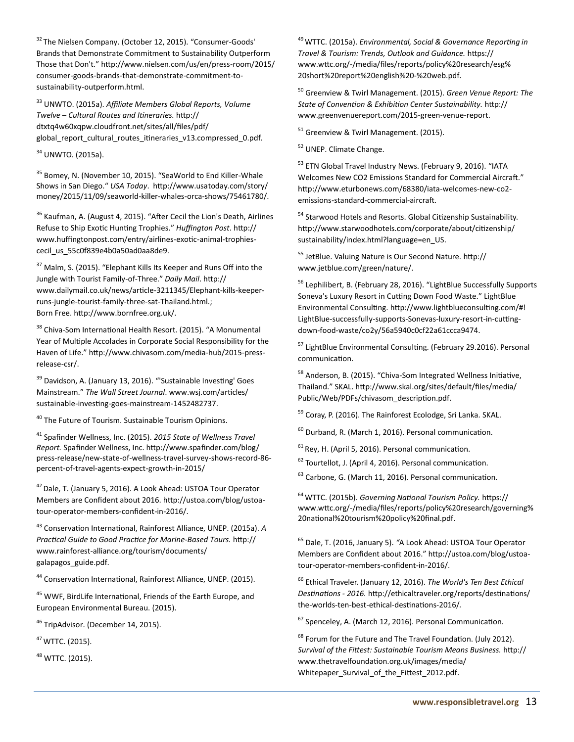[32] The Nielsen Company. (October 12, 2015). "Consumer-Goods' Brands that Demonstrate Commitment to Sustainability Outperform Those that Don't." http://www.nielsen.com/us/en/press-room/2015/consumer-goods-brands-that-demonstrate-commitment-to-sustainability-outperform.html.

[33] UNWTO. (2015a). *Affiliate Members Global Reports, Volume Twelve – Cultural Routes and Itineraries.* http://dtxtq4w60xqpw.cloudfront.net/sites/all/files/pdf/global_report_cultural_routes_itineraries_v13.compressed_0.pdf.

[34] UNWTO. (2015a).

[35] Bomey, N. (November 10, 2015). "SeaWorld to End Killer-Whale Shows in San Diego." *USA Today*. http://www.usatoday.com/story/money/2015/11/09/seaworld-killer-whales-orca-shows/75461780/.

[36] Kaufman, A. (August 4, 2015). "After Cecil the Lion's Death, Airlines Refuse to Ship Exotic Hunting Trophies." *Huffington Post*. http://www.huffingtonpost.com/entry/airlines-exotic-animal-trophies-cecil_us_55c0f839e4b0a50ad0aa8de9.

[37] Malm, S. (2015). "Elephant Kills Its Keeper and Runs Off into the Jungle with Tourist Family-of-Three." *Daily Mail*. http://www.dailymail.co.uk/news/article-3211345/Elephant-kills-keeper-runs-jungle-tourist-family-three-sat-Thailand.html.; Born Free. http://www.bornfree.org.uk/.

[38] Chiva-Som International Health Resort. (2015). "A Monumental Year of Multiple Accolades in Corporate Social Responsibility for the Haven of Life." http://www.chivasom.com/media-hub/2015-press-release-csr/.

[39] Davidson, A. (January 13, 2016). "'Sustainable Investing' Goes Mainstream." *The Wall Street Journal*. www.wsj.com/articles/sustainable-investing-goes-mainstream-1452482737.

[40] The Future of Tourism. Sustainable Tourism Opinions.

[41] Spafinder Wellness, Inc. (2015). *2015 State of Wellness Travel Report.* Spafinder Wellness, Inc. http://www.spafinder.com/blog/press-release/new-state-of-wellness-travel-survey-shows-record-86-percent-of-travel-agents-expect-growth-in-2015/

[42] Dale, T. (January 5, 2016). A Look Ahead: USTOA Tour Operator Members are Confident about 2016. http://ustoa.com/blog/ustoa-tour-operator-members-confident-in-2016/.

[43] Conservation International, Rainforest Alliance, UNEP. (2015a). *A Practical Guide to Good Practice for Marine-Based Tours.* http://www.rainforest-alliance.org/tourism/documents/galapagos_guide.pdf.

[44] Conservation International, Rainforest Alliance, UNEP. (2015).

[45] WWF, BirdLife International, Friends of the Earth Europe, and European Environmental Bureau. (2015).

[46] TripAdvisor. (December 14, 2015).

[47] WTTC. (2015).

[48] WTTC. (2015).

[49] WTTC. (2015a). *Environmental, Social & Governance Reporting in Travel & Tourism: Trends, Outlook and Guidance.* https://www.wttc.org/-/media/files/reports/policy%20research/esg%20short%20report%20english%20-%20web.pdf.

[50] Greenview & Twirl Management. (2015). *Green Venue Report: The State of Convention & Exhibition Center Sustainability.* http://www.greenvenuereport.com/2015-green-venue-report.

[51] Greenview & Twirl Management. (2015).

[52] UNEP. Climate Change.

[53] ETN Global Travel Industry News. (February 9, 2016). "IATA Welcomes New CO2 Emissions Standard for Commercial Aircraft." http://www.eturbonews.com/68380/iata-welcomes-new-co2-emissions-standard-commercial-aircraft.

[54] Starwood Hotels and Resorts. Global Citizenship Sustainability. http://www.starwoodhotels.com/corporate/about/citizenship/sustainability/index.html?language=en_US.

[55] JetBlue. Valuing Nature is Our Second Nature. http://www.jetblue.com/green/nature/.

[56] Lephilibert, B. (February 28, 2016). "LightBlue Successfully Supports Soneva's Luxury Resort in Cutting Down Food Waste." LightBlue Environmental Consulting. http://www.lightblueconsulting.com/#!LightBlue-successfully-supports-Sonevas-luxury-resort-in-cutting-down-food-waste/co2y/56a5940c0cf22a61ccca9474.

[57] LightBlue Environmental Consulting. (February 29.2016). Personal communication.

[58] Anderson, B. (2015). "Chiva-Som Integrated Wellness Initiative, Thailand." SKAL. http://www.skal.org/sites/default/files/media/Public/Web/PDFs/chivasom_description.pdf.

[59] Coray, P. (2016). The Rainforest Ecolodge, Sri Lanka. SKAL.

[60] Durband, R. (March 1, 2016). Personal communication.

[61] Rey, H. (April 5, 2016). Personal communication.

[62] Tourtellot, J. (April 4, 2016). Personal communication.

[63] Carbone, G. (March 11, 2016). Personal communication.

[64] WTTC. (2015b). *Governing National Tourism Policy.* https://www.wttc.org/-/media/files/reports/policy%20research/governing%20national%20tourism%20policy%20final.pdf.

[65] Dale, T. (2016, January 5). "A Look Ahead: USTOA Tour Operator Members are Confident about 2016." http://ustoa.com/blog/ustoa-tour-operator-members-confident-in-2016/.

[66] Ethical Traveler. (January 12, 2016). *The World's Ten Best Ethical Destinations - 2016.* http://ethicaltraveler.org/reports/destinations/the-worlds-ten-best-ethical-destinations-2016/.

[67] Spenceley, A. (March 12, 2016). Personal Communication.

[68] Forum for the Future and The Travel Foundation. (July 2012). *Survival of the Fittest: Sustainable Tourism Means Business.* http://www.thetravelfoundation.org.uk/images/media/Whitepaper_Survival_of_the_Fittest_2012.pdf.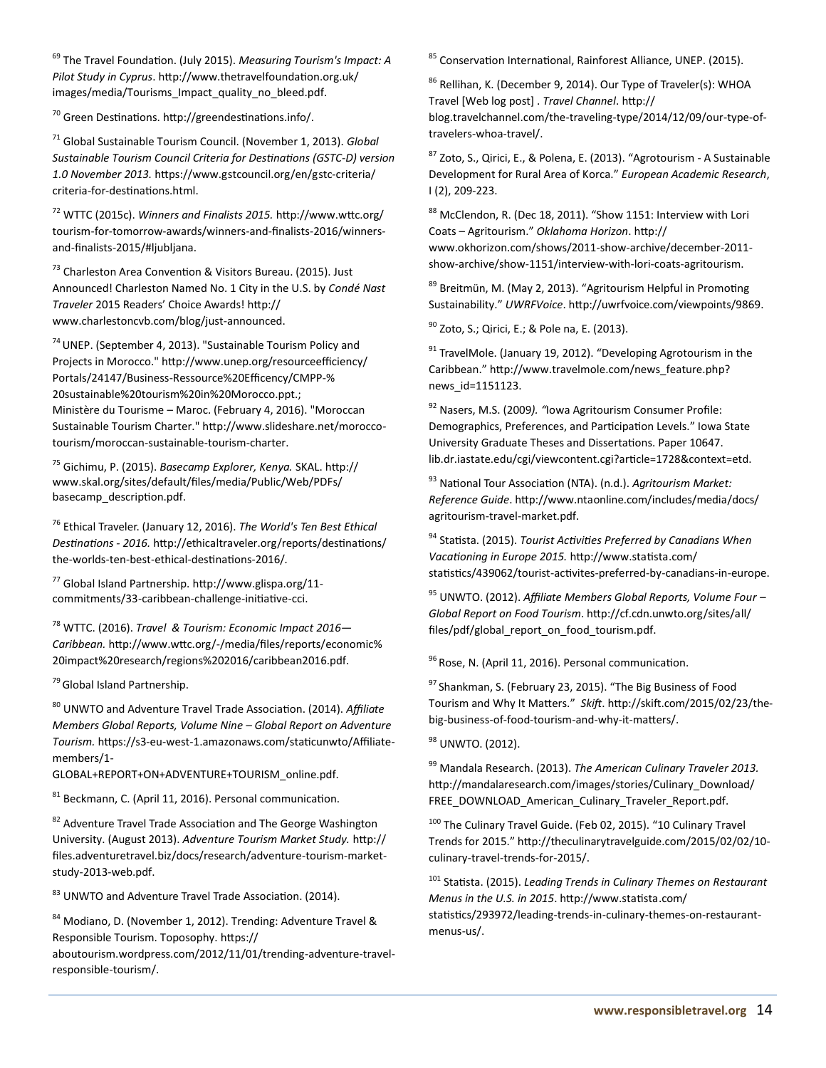[69] The Travel Foundation. (July 2015). *Measuring Tourism's Impact: A Pilot Study in Cyprus*. http://www.thetravelfoundation.org.uk/images/media/Tourisms_Impact_quality_no_bleed.pdf.

[70] Green Destinations. http://greendestinations.info/.

[71] Global Sustainable Tourism Council. (November 1, 2013). *Global Sustainable Tourism Council Criteria for Destinations (GSTC-D) version 1.0 November 2013.* https://www.gstcouncil.org/en/gstc-criteria/criteria-for-destinations.html.

[72] WTTC (2015c). *Winners and Finalists 2015.* http://www.wttc.org/tourism-for-tomorrow-awards/winners-and-finalists-2016/winners-and-finalists-2015/#ljubljana.

[73] Charleston Area Convention & Visitors Bureau. (2015). Just Announced! Charleston Named No. 1 City in the U.S. by *Condé Nast Traveler* 2015 Readers' Choice Awards! http://www.charlestoncvb.com/blog/just-announced.

[74] UNEP. (September 4, 2013). "Sustainable Tourism Policy and Projects in Morocco." http://www.unep.org/resourceefficiency/Portals/24147/Business-Ressource%20Efficency/CMPP-%20sustainable%20tourism%20in%20Morocco.ppt.; Ministère du Tourisme – Maroc. (February 4, 2016). "Moroccan Sustainable Tourism Charter." http://www.slideshare.net/morocco-tourism/moroccan-sustainable-tourism-charter.

[75] Gichimu, P. (2015). *Basecamp Explorer, Kenya.* SKAL. http://www.skal.org/sites/default/files/media/Public/Web/PDFs/basecamp_description.pdf.

[76] Ethical Traveler. (January 12, 2016). *The World's Ten Best Ethical Destinations - 2016.* http://ethicaltraveler.org/reports/destinations/the-worlds-ten-best-ethical-destinations-2016/.

[77] Global Island Partnership. http://www.glispa.org/11-commitments/33-caribbean-challenge-initiative-cci.

[78] WTTC. (2016). *Travel & Tourism: Economic Impact 2016—Caribbean.* http://www.wttc.org/-/media/files/reports/economic%20impact%20research/regions%202016/caribbean2016.pdf.

[79] Global Island Partnership.

[80] UNWTO and Adventure Travel Trade Association. (2014). *Affiliate Members Global Reports, Volume Nine – Global Report on Adventure Tourism.* https://s3-eu-west-1.amazonaws.com/staticunwto/Affiliate-members/1-GLOBAL+REPORT+ON+ADVENTURE+TOURISM_online.pdf.

[81] Beckmann, C. (April 11, 2016). Personal communication.

[82] Adventure Travel Trade Association and The George Washington University. (August 2013). *Adventure Tourism Market Study.* http://files.adventuretravel.biz/docs/research/adventure-tourism-market-study-2013-web.pdf.

[83] UNWTO and Adventure Travel Trade Association. (2014).

[84] Modiano, D. (November 1, 2012). Trending: Adventure Travel & Responsible Tourism. Toposophy. https://aboutourism.wordpress.com/2012/11/01/trending-adventure-travel-responsible-tourism/.

[85] Conservation International, Rainforest Alliance, UNEP. (2015).

[86] Rellihan, K. (December 9, 2014). Our Type of Traveler(s): WHOA Travel [Web log post] . *Travel Channel*. http://blog.travelchannel.com/the-traveling-type/2014/12/09/our-type-of-travelers-whoa-travel/.

[87] Zoto, S., Qirici, E., & Polena, E. (2013). "Agrotourism - A Sustainable Development for Rural Area of Korca." *European Academic Research*, I (2), 209-223.

[88] McClendon, R. (Dec 18, 2011). "Show 1151: Interview with Lori Coats – Agritourism." *Oklahoma Horizon*. http://www.okhorizon.com/shows/2011-show-archive/december-2011-show-archive/show-1151/interview-with-lori-coats-agritourism.

[89] Breitmün, M. (May 2, 2013). "Agritourism Helpful in Promoting Sustainability." *UWRFVoice*. http://uwrfvoice.com/viewpoints/9869.

[90] Zoto, S.; Qirici, E.; & Pole na, E. (2013).

[91] TravelMole. (January 19, 2012). "Developing Agrotourism in the Caribbean." http://www.travelmole.com/news_feature.php?news_id=1151123.

[92] Nasers, M.S. (2009*). "*Iowa Agritourism Consumer Profile: Demographics, Preferences, and Participation Levels." Iowa State University Graduate Theses and Dissertations. Paper 10647. lib.dr.iastate.edu/cgi/viewcontent.cgi?article=1728&context=etd.

[93] National Tour Association (NTA). (n.d.). *Agritourism Market: Reference Guide*. http://www.ntaonline.com/includes/media/docs/agritourism-travel-market.pdf.

[94] Statista. (2015). *Tourist Activities Preferred by Canadians When Vacationing in Europe 2015.* http://www.statista.com/statistics/439062/tourist-activites-preferred-by-canadians-in-europe.

[95] UNWTO. (2012). *Affiliate Members Global Reports, Volume Four – Global Report on Food Tourism*. http://cf.cdn.unwto.org/sites/all/files/pdf/global_report_on_food_tourism.pdf.

[96] Rose, N. (April 11, 2016). Personal communication.

[97] Shankman, S. (February 23, 2015). "The Big Business of Food Tourism and Why It Matters." *Skift*. http://skift.com/2015/02/23/the-big-business-of-food-tourism-and-why-it-matters/.

[98] UNWTO. (2012).

[99] Mandala Research. (2013). *The American Culinary Traveler 2013.* http://mandalaresearch.com/images/stories/Culinary_Download/FREE_DOWNLOAD_American_Culinary_Traveler_Report.pdf.

[100] The Culinary Travel Guide. (Feb 02, 2015). "10 Culinary Travel Trends for 2015." http://theculinarytravelguide.com/2015/02/02/10-culinary-travel-trends-for-2015/.

[101] Statista. (2015). *Leading Trends in Culinary Themes on Restaurant Menus in the U.S. in 2015*. http://www.statista.com/statistics/293972/leading-trends-in-culinary-themes-on-restaurant-menus-us/.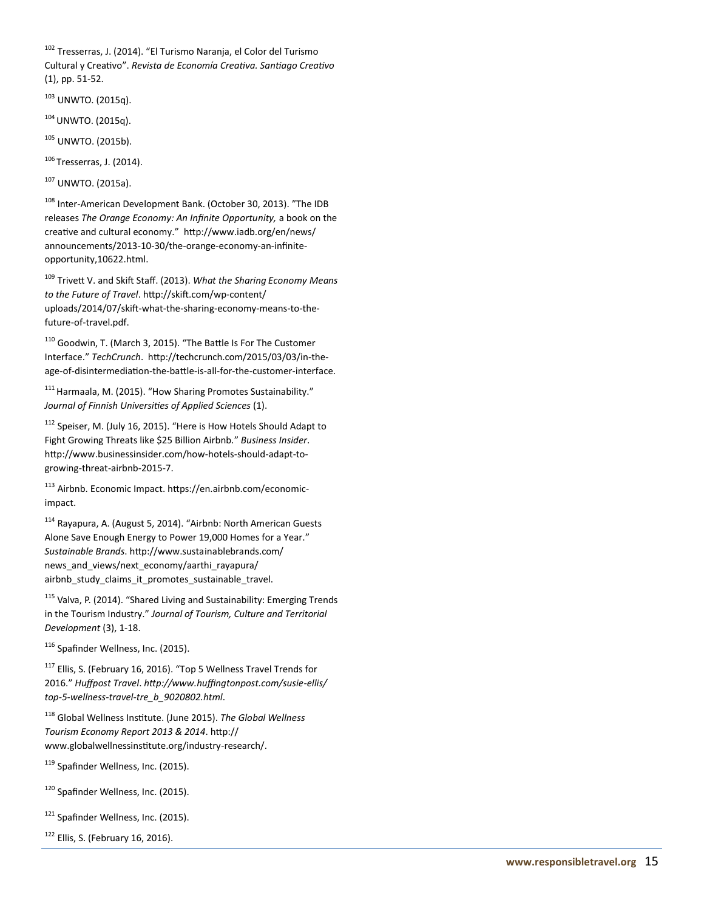[102] Tresserras, J. (2014). "El Turismo Naranja, el Color del Turismo Cultural y Creativo". *Revista de Economía Creativa. Santiago Creativo* (1), pp. 51-52.

[103] UNWTO. (2015q).

[104] UNWTO. (2015q).

[105] UNWTO. (2015b).

[106] Tresserras, J. (2014).

[107] UNWTO. (2015a).

[108] Inter-American Development Bank. (October 30, 2013). "The IDB releases *The Orange Economy: An Infinite Opportunity,* a book on the creative and cultural economy." http://www.iadb.org/en/news/announcements/2013-10-30/the-orange-economy-an-infinite-opportunity,10622.html.

[109] Trivett V. and Skift Staff. (2013). *What the Sharing Economy Means to the Future of Travel*. http://skift.com/wp-content/uploads/2014/07/skift-what-the-sharing-economy-means-to-the-future-of-travel.pdf.

[110] Goodwin, T. (March 3, 2015). "The Battle Is For The Customer Interface." *TechCrunch*. http://techcrunch.com/2015/03/03/in-the-age-of-disintermediation-the-battle-is-all-for-the-customer-interface.

[111] Harmaala, M. (2015). "How Sharing Promotes Sustainability." *Journal of Finnish Universities of Applied Sciences* (1).

[112] Speiser, M. (July 16, 2015). "Here is How Hotels Should Adapt to Fight Growing Threats like $25 Billion Airbnb." *Business Insider*. http://www.businessinsider.com/how-hotels-should-adapt-to-growing-threat-airbnb-2015-7.

[113] Airbnb. Economic Impact. https://en.airbnb.com/economic-impact.

[114] Rayapura, A. (August 5, 2014). "Airbnb: North American Guests Alone Save Enough Energy to Power 19,000 Homes for a Year." *Sustainable Brands*. http://www.sustainablebrands.com/news_and_views/next_economy/aarthi_rayapura/airbnb_study_claims_it_promotes_sustainable_travel.

[115] Valva, P. (2014). "Shared Living and Sustainability: Emerging Trends in the Tourism Industry." *Journal of Tourism, Culture and Territorial Development* (3), 1-18.

[116] Spafinder Wellness, Inc. (2015).

[117] Ellis, S. (February 16, 2016). "Top 5 Wellness Travel Trends for 2016." *Huffpost Travel*. *http://www.huffingtonpost.com/susie-ellis/top-5-wellness-travel-tre_b_9020802.html*.

[118] Global Wellness Institute. (June 2015). *The Global Wellness Tourism Economy Report 2013 & 2014*. http://www.globalwellnessinstitute.org/industry-research/.

[119] Spafinder Wellness, Inc. (2015).

[120] Spafinder Wellness, Inc. (2015).

[121] Spafinder Wellness, Inc. (2015).

[122] Ellis, S. (February 16, 2016).